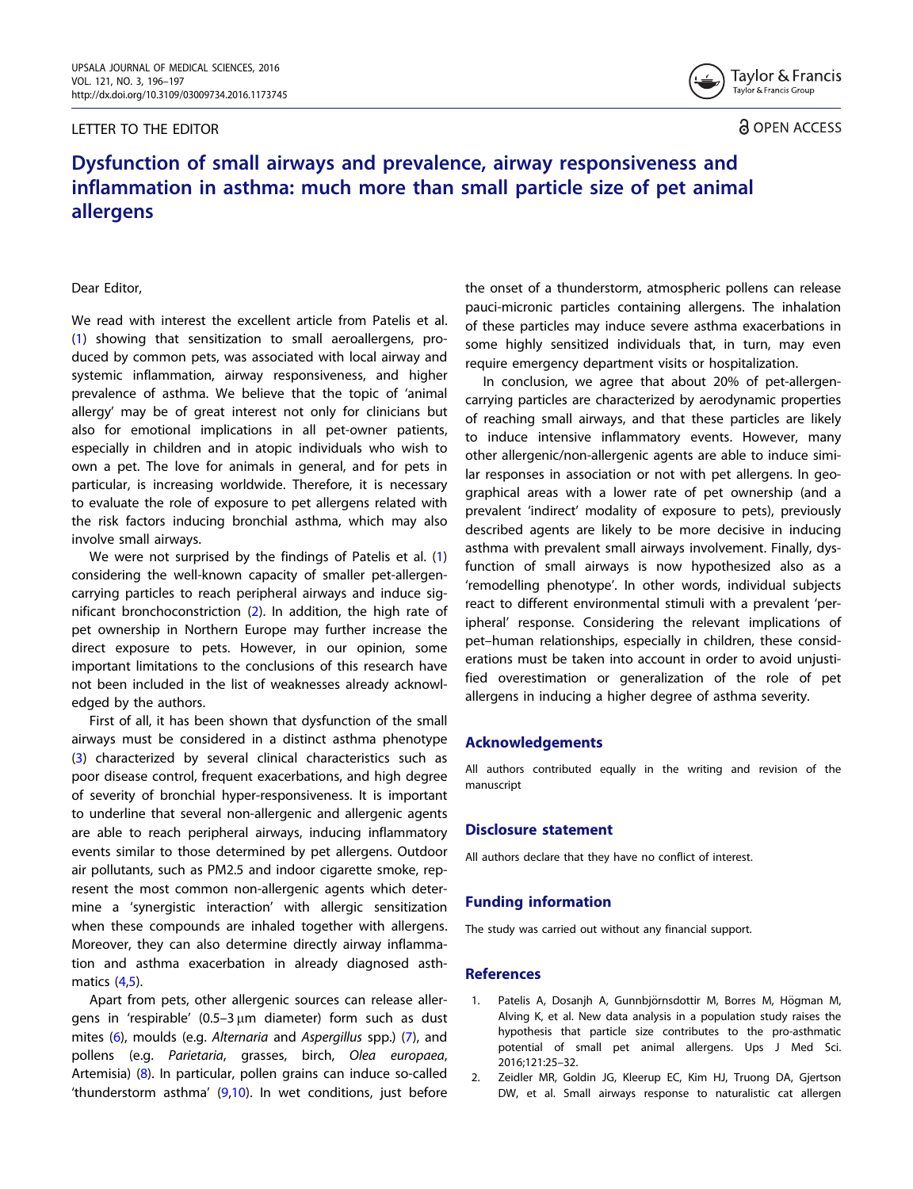LETTER TO THE EDITOR

OPEN ACCESS

# Dysfunction of small airways and prevalence, airway responsiveness and inflammation in asthma: much more than small particle size of pet animal allergens

Dear Editor,

We read with interest the excellent article from Patelis et al. (1) showing that sensitization to small aeroallergens, produced by common pets, was associated with local airway and systemic inflammation, airway responsiveness, and higher prevalence of asthma. We believe that the topic of 'animal allergy' may be of great interest not only for clinicians but also for emotional implications in all pet-owner patients, especially in children and in atopic individuals who wish to own a pet. The love for animals in general, and for pets in particular, is increasing worldwide. Therefore, it is necessary to evaluate the role of exposure to pet allergens related with the risk factors inducing bronchial asthma, which may also involve small airways.

We were not surprised by the findings of Patelis et al. (1) considering the well-known capacity of smaller pet-allergen-carrying particles to reach peripheral airways and induce significant bronchoconstriction (2). In addition, the high rate of pet ownership in Northern Europe may further increase the direct exposure to pets. However, in our opinion, some important limitations to the conclusions of this research have not been included in the list of weaknesses already acknowledged by the authors.

First of all, it has been shown that dysfunction of the small airways must be considered in a distinct asthma phenotype (3) characterized by several clinical characteristics such as poor disease control, frequent exacerbations, and high degree of severity of bronchial hyper-responsiveness. It is important to underline that several non-allergenic and allergenic agents are able to reach peripheral airways, inducing inflammatory events similar to those determined by pet allergens. Outdoor air pollutants, such as PM2.5 and indoor cigarette smoke, represent the most common non-allergenic agents which determine a 'synergistic interaction' with allergic sensitization when these compounds are inhaled together with allergens. Moreover, they can also determine directly airway inflammation and asthma exacerbation in already diagnosed asthmatics (4,5).

Apart from pets, other allergenic sources can release allergens in 'respirable' (0.5–3 μm diameter) form such as dust mites (6), moulds (e.g. *Alternaria* and *Aspergillus* spp.) (7), and pollens (e.g. *Parietaria*, grasses, birch, *Olea europaea*, Artemisia) (8). In particular, pollen grains can induce so-called 'thunderstorm asthma' (9,10). In wet conditions, just before the onset of a thunderstorm, atmospheric pollens can release pauci-micronic particles containing allergens. The inhalation of these particles may induce severe asthma exacerbations in some highly sensitized individuals that, in turn, may even require emergency department visits or hospitalization.

In conclusion, we agree that about 20% of pet-allergen-carrying particles are characterized by aerodynamic properties of reaching small airways, and that these particles are likely to induce intensive inflammatory events. However, many other allergenic/non-allergenic agents are able to induce similar responses in association or not with pet allergens. In geographical areas with a lower rate of pet ownership (and a prevalent 'indirect' modality of exposure to pets), previously described agents are likely to be more decisive in inducing asthma with prevalent small airways involvement. Finally, dysfunction of small airways is now hypothesized also as a 'remodelling phenotype'. In other words, individual subjects react to different environmental stimuli with a prevalent 'peripheral' response. Considering the relevant implications of pet–human relationships, especially in children, these considerations must be taken into account in order to avoid unjustified overestimation or generalization of the role of pet allergens in inducing a higher degree of asthma severity.

## Acknowledgements

All authors contributed equally in the writing and revision of the manuscript

## Disclosure statement

All authors declare that they have no conflict of interest.

## Funding information

The study was carried out without any financial support.

## References

1. Patelis A, Dosanjh A, Gunnbjörnsdottir M, Borres M, Högman M, Alving K, et al. New data analysis in a population study raises the hypothesis that particle size contributes to the pro-asthmatic potential of small pet animal allergens. Ups J Med Sci. 2016;121:25–32.
2. Zeidler MR, Goldin JG, Kleerup EC, Kim HJ, Truong DA, Gjertson DW, et al. Small airways response to naturalistic cat allergen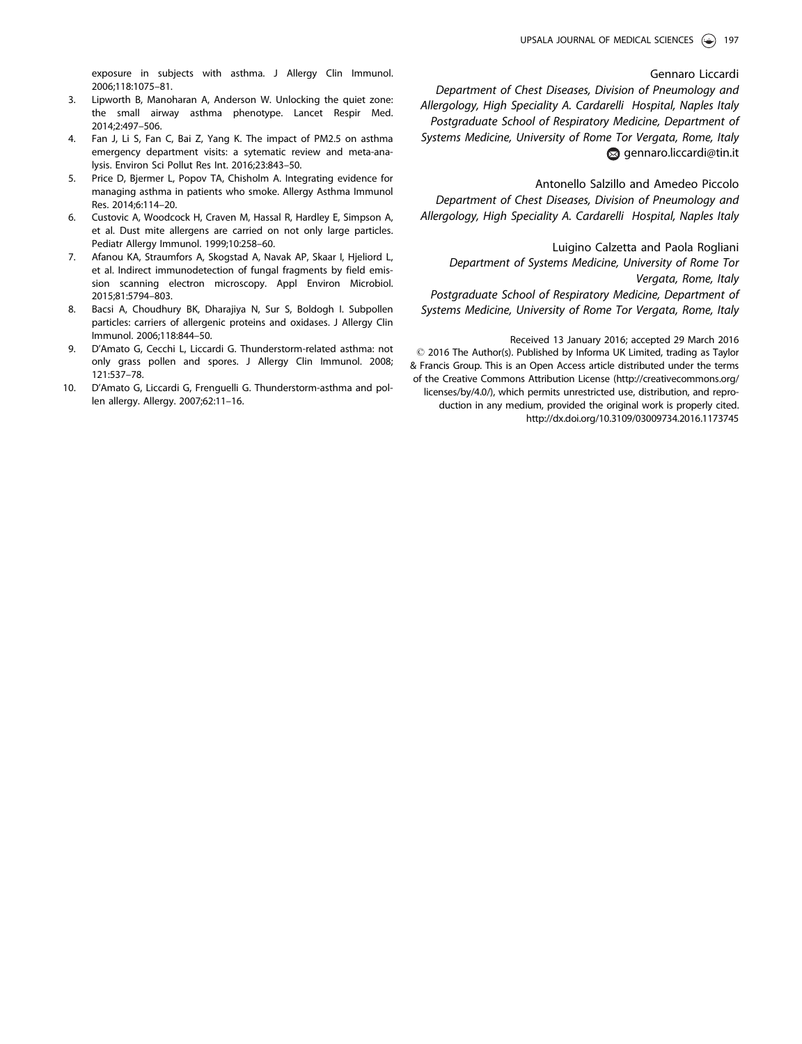exposure in subjects with asthma. J Allergy Clin Immunol. 2006;118:1075–81.

3. Lipworth B, Manoharan A, Anderson W. Unlocking the quiet zone: the small airway asthma phenotype. Lancet Respir Med. 2014;2:497–506.
4. Fan J, Li S, Fan C, Bai Z, Yang K. The impact of PM2.5 on asthma emergency department visits: a sytematic review and meta-analysis. Environ Sci Pollut Res Int. 2016;23:843–50.
5. Price D, Bjermer L, Popov TA, Chisholm A. Integrating evidence for managing asthma in patients who smoke. Allergy Asthma Immunol Res. 2014;6:114–20.
6. Custovic A, Woodcock H, Craven M, Hassal R, Hardley E, Simpson A, et al. Dust mite allergens are carried on not only large particles. Pediatr Allergy Immunol. 1999;10:258–60.
7. Afanou KA, Straumfors A, Skogstad A, Navak AP, Skaar I, Hjeliord L, et al. Indirect immunodetection of fungal fragments by field emission scanning electron microscopy. Appl Environ Microbiol. 2015;81:5794–803.
8. Bacsi A, Choudhury BK, Dharajiya N, Sur S, Boldogh I. Subpollen particles: carriers of allergenic proteins and oxidases. J Allergy Clin Immunol. 2006;118:844–50.
9. D'Amato G, Cecchi L, Liccardi G. Thunderstorm-related asthma: not only grass pollen and spores. J Allergy Clin Immunol. 2008; 121:537–78.
10. D'Amato G, Liccardi G, Frenguelli G. Thunderstorm-asthma and pollen allergy. Allergy. 2007;62:11–16.

Gennaro Liccardi
*Department of Chest Diseases, Division of Pneumology and Allergology, High Speciality A. Cardarelli Hospital, Naples Italy*
*Postgraduate School of Respiratory Medicine, Department of Systems Medicine, University of Rome Tor Vergata, Rome, Italy*
gennaro.liccardi@tin.it

Antonello Salzillo and Amedeo Piccolo
*Department of Chest Diseases, Division of Pneumology and Allergology, High Speciality A. Cardarelli Hospital, Naples Italy*

Luigino Calzetta and Paola Rogliani
*Department of Systems Medicine, University of Rome Tor Vergata, Rome, Italy*
*Postgraduate School of Respiratory Medicine, Department of Systems Medicine, University of Rome Tor Vergata, Rome, Italy*

Received 13 January 2016; accepted 29 March 2016

© 2016 The Author(s). Published by Informa UK Limited, trading as Taylor & Francis Group. This is an Open Access article distributed under the terms of the Creative Commons Attribution License (http://creativecommons.org/licenses/by/4.0/), which permits unrestricted use, distribution, and reproduction in any medium, provided the original work is properly cited.
http://dx.doi.org/10.3109/03009734.2016.1173745